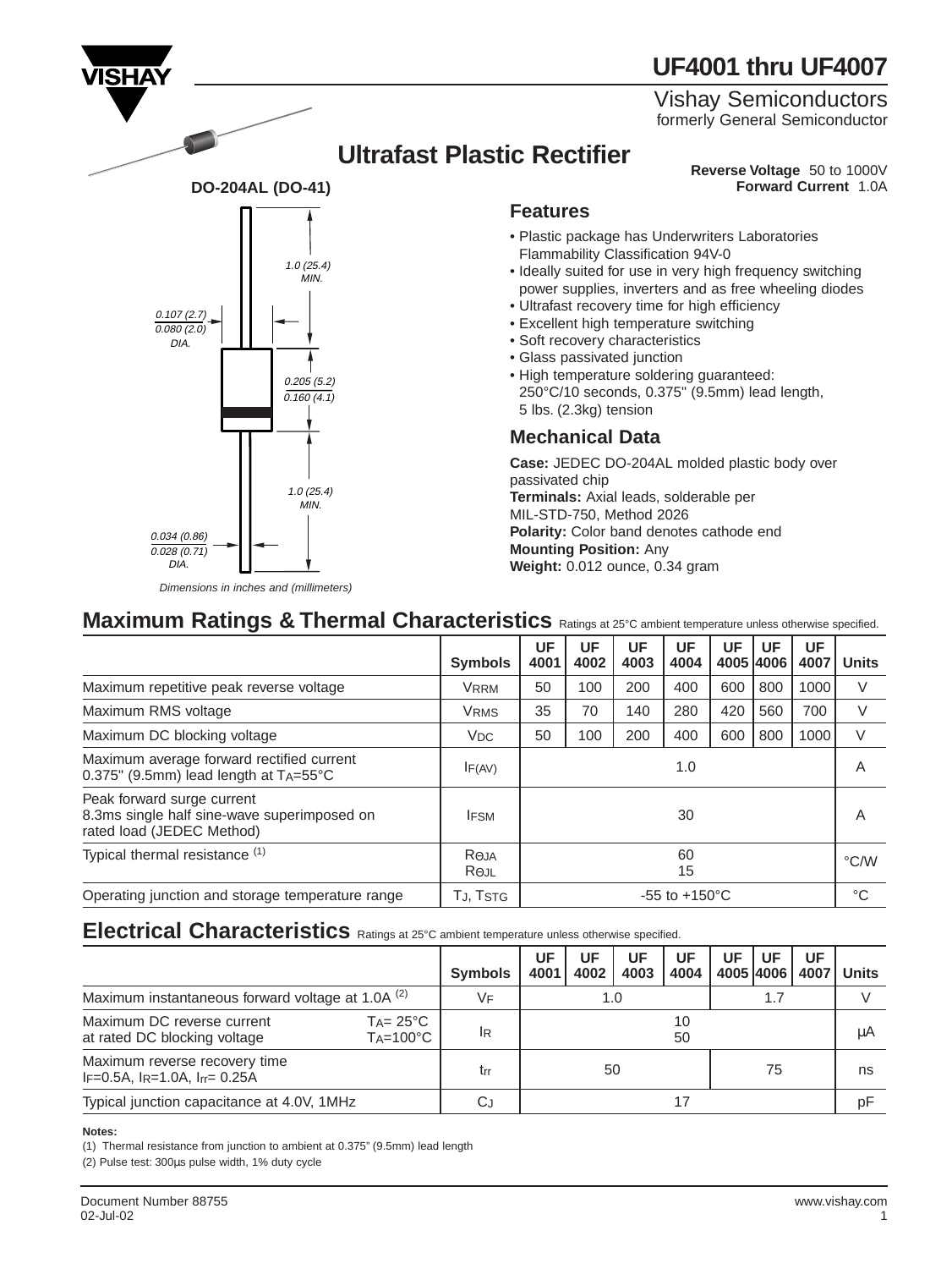# UF4001 thru UF4007

Vishay Semiconductors
formerly General Semiconductor

## Ultrafast Plastic Rectifier

**Reverse Voltage** 50 to 1000V
**Forward Current** 1.0A

**DO-204AL (DO-41)**

1.0 (25.4) MIN.

0.107 (2.7) / 0.080 (2.0) DIA.

0.205 (5.2) / 0.160 (4.1)

1.0 (25.4) MIN.

0.034 (0.86) / 0.028 (0.71) DIA.

*Dimensions in inches and (millimeters)*

### Features

- Plastic package has Underwriters Laboratories Flammability Classification 94V-0
- Ideally suited for use in very high frequency switching power supplies, inverters and as free wheeling diodes
- Ultrafast recovery time for high efficiency
- Excellent high temperature switching
- Soft recovery characteristics
- Glass passivated junction
- High temperature soldering guaranteed: 250°C/10 seconds, 0.375" (9.5mm) lead length, 5 lbs. (2.3kg) tension

### Mechanical Data

**Case:** JEDEC DO-204AL molded plastic body over passivated chip
**Terminals:** Axial leads, solderable per MIL-STD-750, Method 2026
**Polarity:** Color band denotes cathode end
**Mounting Position:** Any
**Weight:** 0.012 ounce, 0.34 gram

## Maximum Ratings & Thermal Characteristics

Ratings at 25°C ambient temperature unless otherwise specified.

| | Symbols | UF 4001 | UF 4002 | UF 4003 | UF 4004 | UF 4005 | UF 4006 | UF 4007 | Units |
|---|---|---|---|---|---|---|---|---|---|
| Maximum repetitive peak reverse voltage | $V_{RRM}$ | 50 | 100 | 200 | 400 | 600 | 800 | 1000 | V |
| Maximum RMS voltage | $V_{RMS}$ | 35 | 70 | 140 | 280 | 420 | 560 | 700 | V |
| Maximum DC blocking voltage | $V_{DC}$ | 50 | 100 | 200 | 400 | 600 | 800 | 1000 | V |
| Maximum average forward rectified current 0.375" (9.5mm) lead length at $T_A$=55°C | $I_{F(AV)}$ | 1.0 | | | | | | | A |
| Peak forward surge current 8.3ms single half sine-wave superimposed on rated load (JEDEC Method) | $I_{FSM}$ | 30 | | | | | | | A |
| Typical thermal resistance [1] | $R_{\Theta JA}$ / $R_{\Theta JL}$ | 60 / 15 | | | | | | | °C/W |
| Operating junction and storage temperature range | $T_J$, $T_{STG}$ | -55 to +150°C | | | | | | | °C |

## Electrical Characteristics

Ratings at 25°C ambient temperature unless otherwise specified.

| | Symbols | UF 4001 | UF 4002 | UF 4003 | UF 4004 | UF 4005 | UF 4006 | UF 4007 | Units |
|---|---|---|---|---|---|---|---|---|---|
| Maximum instantaneous forward voltage at 1.0A [2] | $V_F$ | 1.0 | | | | 1.7 | | | V |
| Maximum DC reverse current at rated DC blocking voltage $T_A$= 25°C / $T_A$=100°C | $I_R$ | 10 / 50 | | | | | | | µA |
| Maximum reverse recovery time $I_F$=0.5A, $I_R$=1.0A, $I_{rr}$= 0.25A | $t_{rr}$ | 50 | | | | 75 | | | ns |
| Typical junction capacitance at 4.0V, 1MHz | $C_J$ | 17 | | | | | | | pF |

**Notes:**
(1) Thermal resistance from junction to ambient at 0.375" (9.5mm) lead length
(2) Pulse test: 300µs pulse width, 1% duty cycle

Document Number 88755
02-Jul-02

www.vishay.com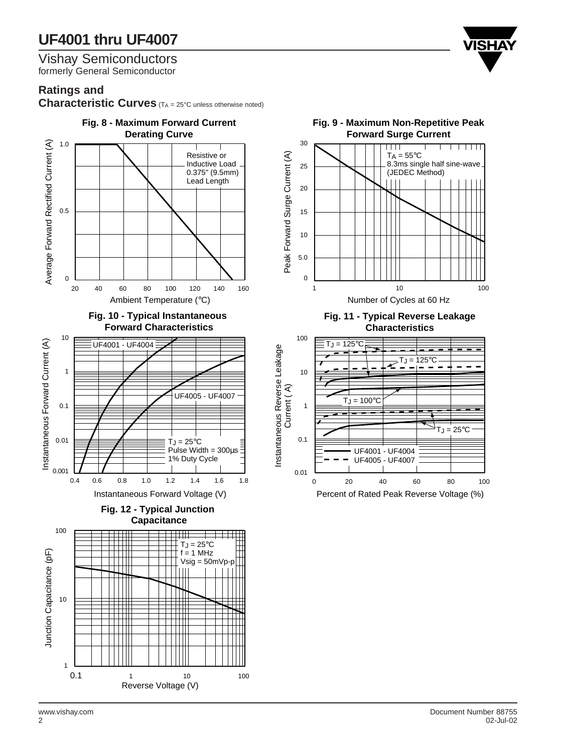# UF4001 thru UF4007

Vishay Semiconductors
formerly General Semiconductor

## Ratings and Characteristic Curves ($T_A$ = 25°C unless otherwise noted)

**Fig. 8 - Maximum Forward Current Derating Curve**

Average Forward Rectified Current (A)
1.0
0.5
0
20 40 60 80 100 120 140 160
Ambient Temperature (°C)
Resistive or Inductive Load
0.375" (9.5mm) Lead Length

**Fig. 9 - Maximum Non-Repetitive Peak Forward Surge Current**

Peak Forward Surge Current (A)
30
25
20
15
10
5.0
0
1 10 100
Number of Cycles at 60 Hz
$T_A$ = 55°C
8.3ms single half sine-wave
(JEDEC Method)

**Fig. 10 - Typical Instantaneous Forward Characteristics**

Instantaneous Forward Current (A)
10
1
0.1
0.01
0.001
0.4 0.6 0.8 1.0 1.2 1.4 1.6 1.8
Instantaneous Forward Voltage (V)
UF4001 - UF4004
UF4005 - UF4007
$T_J$ = 25°C
Pulse Width = 300μs
1% Duty Cycle

**Fig. 11 - Typical Reverse Leakage Characteristics**

Instantaneous Reverse Leakage Current (μA)
100
10
1
0.1
0.01
0 20 40 60 80 100
Percent of Rated Peak Reverse Voltage (%)
$T_J$ = 125°C
$T_J$ = 125°C
$T_J$ = 100°C
$T_J$ = 25°C
UF4001 - UF4004
UF4005 - UF4007

**Fig. 12 - Typical Junction Capacitance**

Junction Capacitance (pF)
100
10
1
0.1 1 10 100
Reverse Voltage (V)
$T_J$ = 25°C
f = 1 MHz
Vsig = 50mVp-p

www.vishay.com

Document Number 88755
02-Jul-02